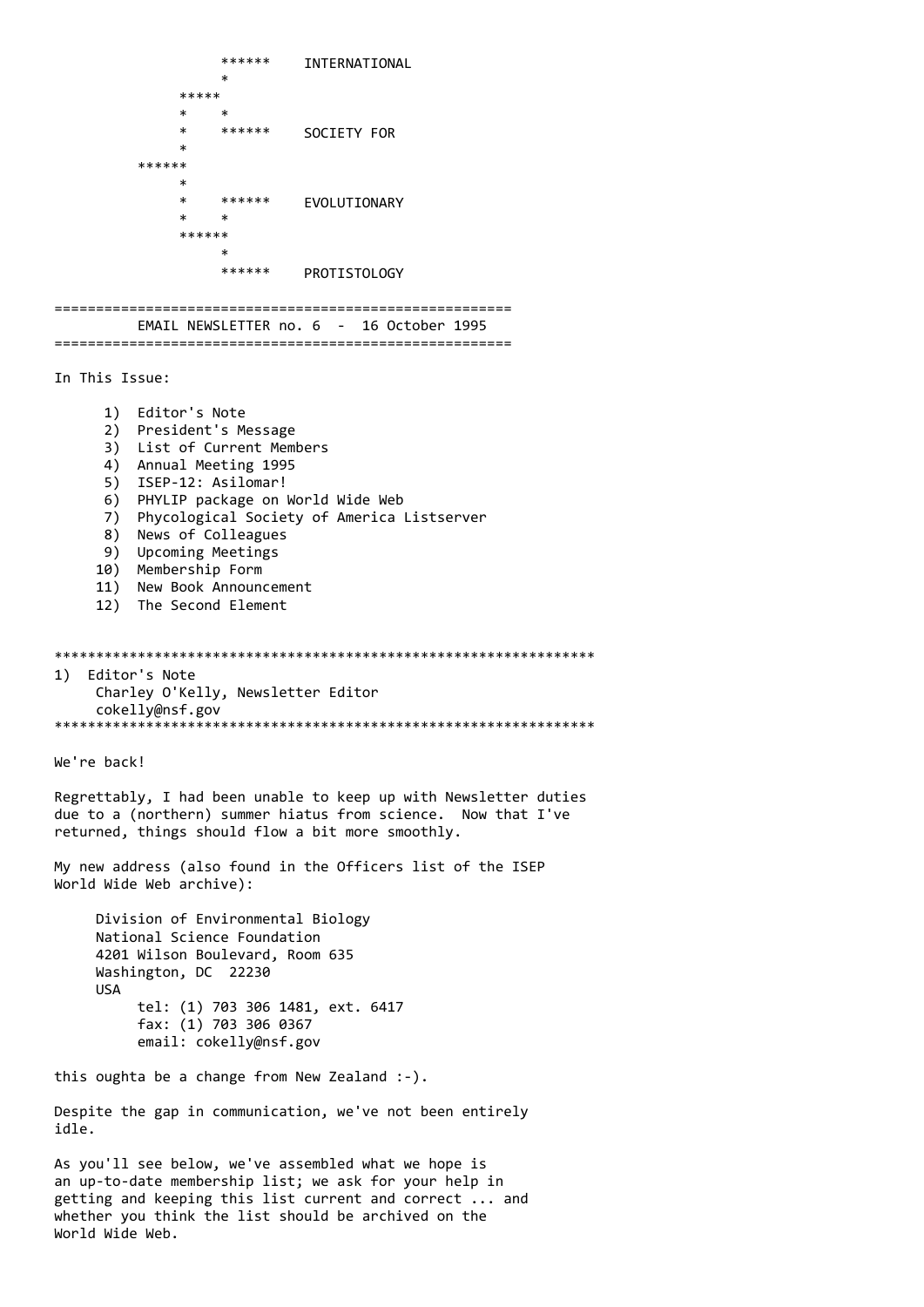```
                   ******    INTERNATIONAL
                        *
               *****
               *    *
               *    ******    SOCIETY FOR
               *
          ******
               *
               *    ******    EVOLUTIONARY
               *    *
               ******
                    *
                    ******    PROTISTOLOGY
```

=======================================================

EMAIL NEWSLETTER no. 6 - 16 October 1995

=======================================================

In This Issue:

1) Editor's Note
2) President's Message
3) List of Current Members
4) Annual Meeting 1995
5) ISEP-12: Asilomar!
6) PHYLIP package on World Wide Web
7) Phycological Society of America Listserver
8) News of Colleagues
9) Upcoming Meetings
10) Membership Form
11) New Book Announcement
12) The Second Element

****************************************************************

## 1) Editor's Note

Charley O'Kelly, Newsletter Editor
cokelly@nsf.gov

****************************************************************

We're back!

Regrettably, I had been unable to keep up with Newsletter duties due to a (northern) summer hiatus from science. Now that I've returned, things should flow a bit more smoothly.

My new address (also found in the Officers list of the ISEP World Wide Web archive):

Division of Environmental Biology
National Science Foundation
4201 Wilson Boulevard, Room 635
Washington, DC 22230
USA
tel: (1) 703 306 1481, ext. 6417
fax: (1) 703 306 0367
email: cokelly@nsf.gov

this oughta be a change from New Zealand :-).

Despite the gap in communication, we've not been entirely idle.

As you'll see below, we've assembled what we hope is an up-to-date membership list; we ask for your help in getting and keeping this list current and correct ... and whether you think the list should be archived on the World Wide Web.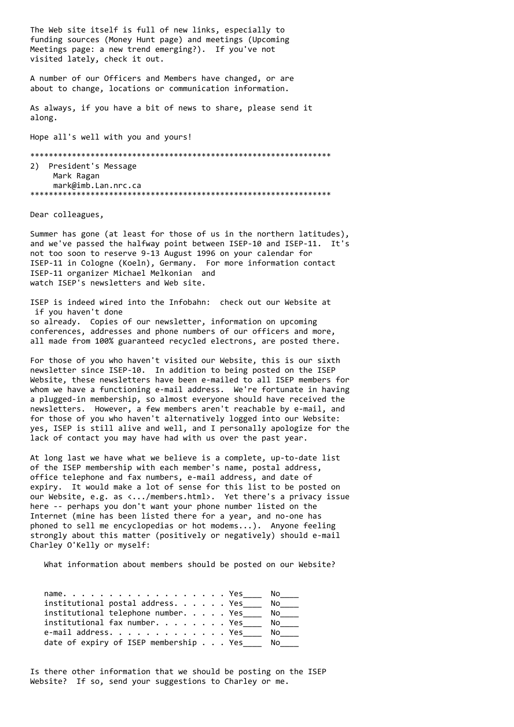The Web site itself is full of new links, especially to funding sources (Money Hunt page) and meetings (Upcoming Meetings page: a new trend emerging?). If you've not visited lately, check it out.

A number of our Officers and Members have changed, or are about to change, locations or communication information.

As always, if you have a bit of news to share, please send it along.

Hope all's well with you and yours!

*****************************************************************

## 2) President's Message

Mark Ragan
mark@imb.Lan.nrc.ca

*****************************************************************

Dear colleagues,

Summer has gone (at least for those of us in the northern latitudes), and we've passed the halfway point between ISEP-10 and ISEP-11. It's not too soon to reserve 9-13 August 1996 on your calendar for ISEP-11 in Cologne (Koeln), Germany. For more information contact ISEP-11 organizer Michael Melkonian and watch ISEP's newsletters and Web site.

ISEP is indeed wired into the Infobahn: check out our Website at if you haven't done so already. Copies of our newsletter, information on upcoming conferences, addresses and phone numbers of our officers and more, all made from 100% guaranteed recycled electrons, are posted there.

For those of you who haven't visited our Website, this is our sixth newsletter since ISEP-10. In addition to being posted on the ISEP Website, these newsletters have been e-mailed to all ISEP members for whom we have a functioning e-mail address. We're fortunate in having a plugged-in membership, so almost everyone should have received the newsletters. However, a few members aren't reachable by e-mail, and for those of you who haven't alternatively logged into our Website: yes, ISEP is still alive and well, and I personally apologize for the lack of contact you may have had with us over the past year.

At long last we have what we believe is a complete, up-to-date list of the ISEP membership with each member's name, postal address, office telephone and fax numbers, e-mail address, and date of expiry. It would make a lot of sense for this list to be posted on our Website, e.g. as <.../members.html>. Yet there's a privacy issue here -- perhaps you don't want your phone number listed on the Internet (mine has been listed there for a year, and no-one has phoned to sell me encyclopedias or hot modems...). Anyone feeling strongly about this matter (positively or negatively) should e-mail Charley O'Kelly or myself:

What information about members should be posted on our Website?

```
name. . . . . . . . . . . . . . . . . Yes____  No____
institutional postal address. . . . . Yes____  No____
institutional telephone number. . . . Yes____  No____
institutional fax number. . . . . . . Yes____  No____
e-mail address. . . . . . . . . . . . Yes____  No____
date of expiry of ISEP membership . . Yes____  No____
```

Is there other information that we should be posting on the ISEP Website? If so, send your suggestions to Charley or me.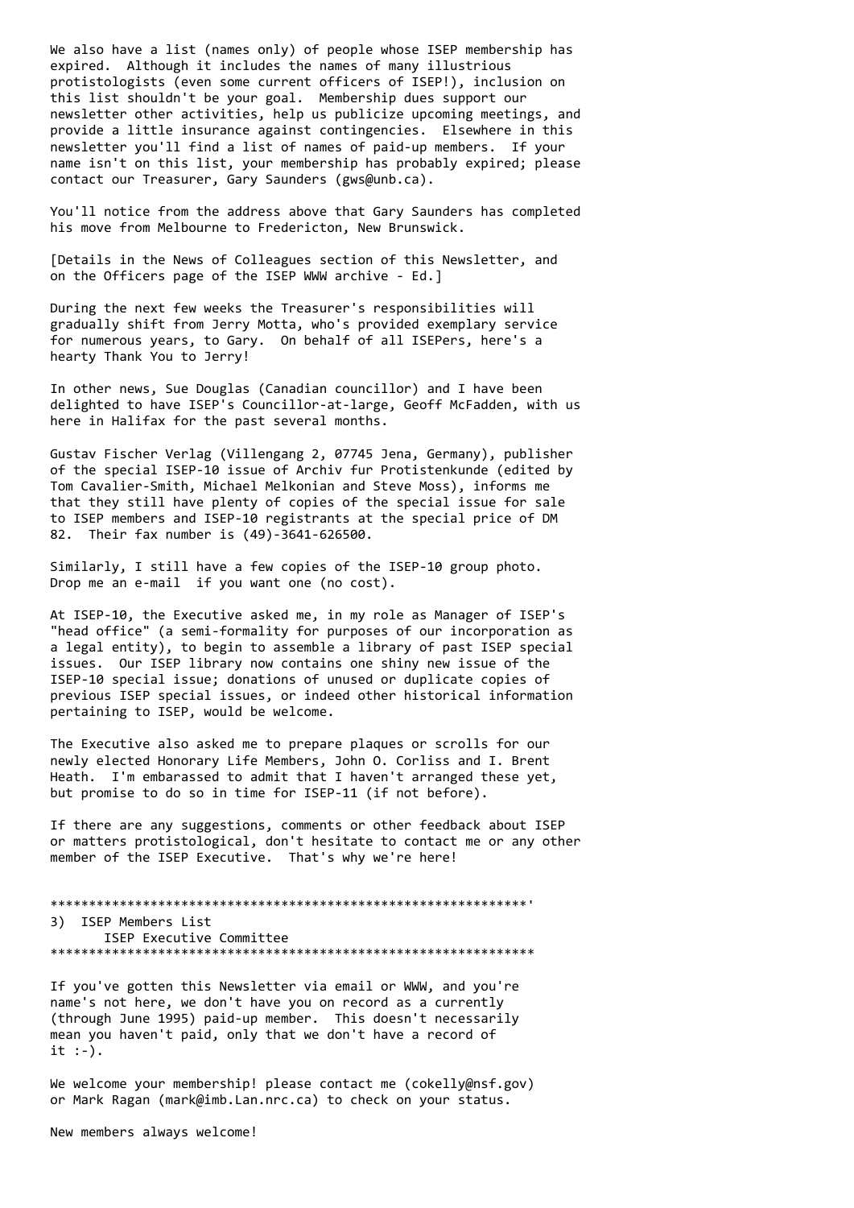We also have a list (names only) of people whose ISEP membership has expired. Although it includes the names of many illustrious protistologists (even some current officers of ISEP!), inclusion on this list shouldn't be your goal. Membership dues support our newsletter other activities, help us publicize upcoming meetings, and provide a little insurance against contingencies. Elsewhere in this newsletter you'll find a list of names of paid-up members. If your name isn't on this list, your membership has probably expired; please contact our Treasurer, Gary Saunders (gws@unb.ca).

You'll notice from the address above that Gary Saunders has completed his move from Melbourne to Fredericton, New Brunswick.

[Details in the News of Colleagues section of this Newsletter, and on the Officers page of the ISEP WWW archive - Ed.]

During the next few weeks the Treasurer's responsibilities will gradually shift from Jerry Motta, who's provided exemplary service for numerous years, to Gary. On behalf of all ISEPers, here's a hearty Thank You to Jerry!

In other news, Sue Douglas (Canadian councillor) and I have been delighted to have ISEP's Councillor-at-large, Geoff McFadden, with us here in Halifax for the past several months.

Gustav Fischer Verlag (Villengang 2, 07745 Jena, Germany), publisher of the special ISEP-10 issue of Archiv fur Protistenkunde (edited by Tom Cavalier-Smith, Michael Melkonian and Steve Moss), informs me that they still have plenty of copies of the special issue for sale to ISEP members and ISEP-10 registrants at the special price of DM 82. Their fax number is (49)-3641-626500.

Similarly, I still have a few copies of the ISEP-10 group photo. Drop me an e-mail if you want one (no cost).

At ISEP-10, the Executive asked me, in my role as Manager of ISEP's "head office" (a semi-formality for purposes of our incorporation as a legal entity), to begin to assemble a library of past ISEP special issues. Our ISEP library now contains one shiny new issue of the ISEP-10 special issue; donations of unused or duplicate copies of previous ISEP special issues, or indeed other historical information pertaining to ISEP, would be welcome.

The Executive also asked me to prepare plaques or scrolls for our newly elected Honorary Life Members, John O. Corliss and I. Brent Heath. I'm embarassed to admit that I haven't arranged these yet, but promise to do so in time for ISEP-11 (if not before).

If there are any suggestions, comments or other feedback about ISEP or matters protistological, don't hesitate to contact me or any other member of the ISEP Executive. That's why we're here!

***************************************************************'

## 3) ISEP Members List

ISEP Executive Committee

****************************************************************

If you've gotten this Newsletter via email or WWW, and you're name's not here, we don't have you on record as a currently (through June 1995) paid-up member. This doesn't necessarily mean you haven't paid, only that we don't have a record of it :-).

We welcome your membership! please contact me (cokelly@nsf.gov) or Mark Ragan (mark@imb.Lan.nrc.ca) to check on your status.

New members always welcome!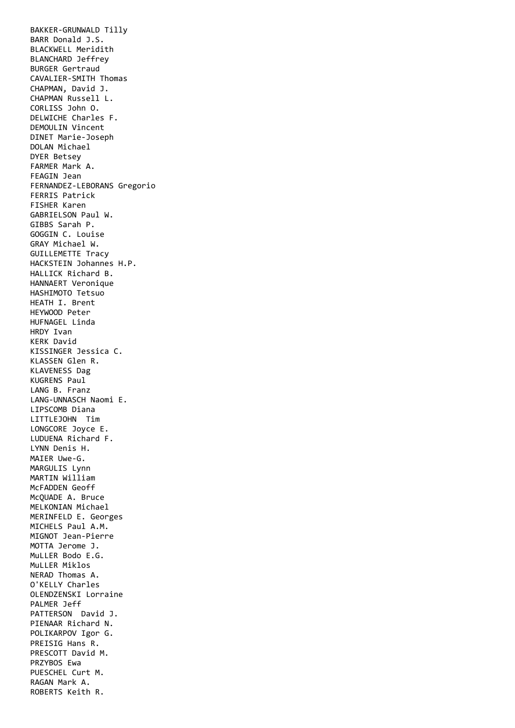BAKKER-GRUNWALD Tilly
BARR Donald J.S.
BLACKWELL Meridith
BLANCHARD Jeffrey
BURGER Gertraud
CAVALIER-SMITH Thomas
CHAPMAN, David J.
CHAPMAN Russell L.
CORLISS John O.
DELWICHE Charles F.
DEMOULIN Vincent
DINET Marie-Joseph
DOLAN Michael
DYER Betsey
FARMER Mark A.
FEAGIN Jean
FERNANDEZ-LEBORANS Gregorio
FERRIS Patrick
FISHER Karen
GABRIELSON Paul W.
GIBBS Sarah P.
GOGGIN C. Louise
GRAY Michael W.
GUILLEMETTE Tracy
HACKSTEIN Johannes H.P.
HALLICK Richard B.
HANNAERT Veronique
HASHIMOTO Tetsuo
HEATH I. Brent
HEYWOOD Peter
HUFNAGEL Linda
HRDY Ivan
KERK David
KISSINGER Jessica C.
KLASSEN Glen R.
KLAVENESS Dag
KUGRENS Paul
LANG B. Franz
LANG-UNNASCH Naomi E.
LIPSCOMB Diana
LITTLEJOHN Tim
LONGCORE Joyce E.
LUDUENA Richard F.
LYNN Denis H.
MAIER Uwe-G.
MARGULIS Lynn
MARTIN William
McFADDEN Geoff
McQUADE A. Bruce
MELKONIAN Michael
MERINFELD E. Georges
MICHELS Paul A.M.
MIGNOT Jean-Pierre
MOTTA Jerome J.
MuLLER Bodo E.G.
MuLLER Miklos
NERAD Thomas A.
O'KELLY Charles
OLENDZENSKI Lorraine
PALMER Jeff
PATTERSON David J.
PIENAAR Richard N.
POLIKARPOV Igor G.
PREISIG Hans R.
PRESCOTT David M.
PRZYBOS Ewa
PUESCHEL Curt M.
RAGAN Mark A.
ROBERTS Keith R.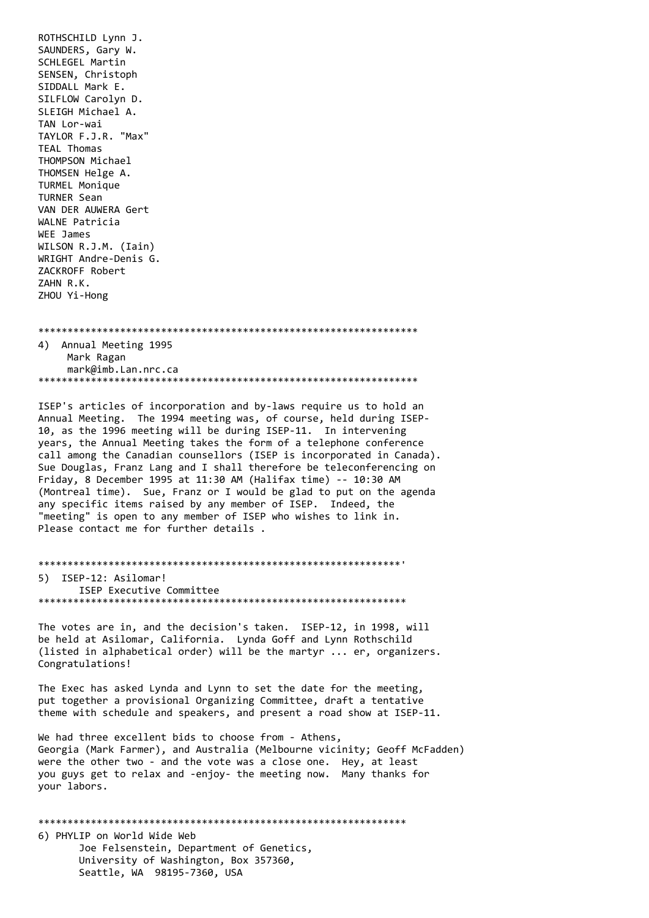ROTHSCHILD Lynn J.
SAUNDERS, Gary W.
SCHLEGEL Martin
SENSEN, Christoph
SIDDALL Mark E.
SILFLOW Carolyn D.
SLEIGH Michael A.
TAN Lor-wai
TAYLOR F.J.R. "Max"
TEAL Thomas
THOMPSON Michael
THOMSEN Helge A.
TURMEL Monique
TURNER Sean
VAN DER AUWERA Gert
WALNE Patricia
WEE James
WILSON R.J.M. (Iain)
WRIGHT Andre-Denis G.
ZACKROFF Robert
ZAHN R.K.
ZHOU Yi-Hong

*****************************************************************

## 4) Annual Meeting 1995

Mark Ragan
mark@imb.Lan.nrc.ca

*****************************************************************

ISEP's articles of incorporation and by-laws require us to hold an Annual Meeting. The 1994 meeting was, of course, held during ISEP-10, as the 1996 meeting will be during ISEP-11. In intervening years, the Annual Meeting takes the form of a telephone conference call among the Canadian counsellors (ISEP is incorporated in Canada). Sue Douglas, Franz Lang and I shall therefore be teleconferencing on Friday, 8 December 1995 at 11:30 AM (Halifax time) -- 10:30 AM (Montreal time). Sue, Franz or I would be glad to put on the agenda any specific items raised by any member of ISEP. Indeed, the "meeting" is open to any member of ISEP who wishes to link in. Please contact me for further details .

***************************************************************'

## 5) ISEP-12: Asilomar!

ISEP Executive Committee

***************************************************************

The votes are in, and the decision's taken. ISEP-12, in 1998, will be held at Asilomar, California. Lynda Goff and Lynn Rothschild (listed in alphabetical order) will be the martyr ... er, organizers. Congratulations!

The Exec has asked Lynda and Lynn to set the date for the meeting, put together a provisional Organizing Committee, draft a tentative theme with schedule and speakers, and present a road show at ISEP-11.

We had three excellent bids to choose from - Athens, Georgia (Mark Farmer), and Australia (Melbourne vicinity; Geoff McFadden) were the other two - and the vote was a close one. Hey, at least you guys get to relax and -enjoy- the meeting now. Many thanks for your labors.

***************************************************************

## 6) PHYLIP on World Wide Web

Joe Felsenstein, Department of Genetics,
University of Washington, Box 357360,
Seattle, WA 98195-7360, USA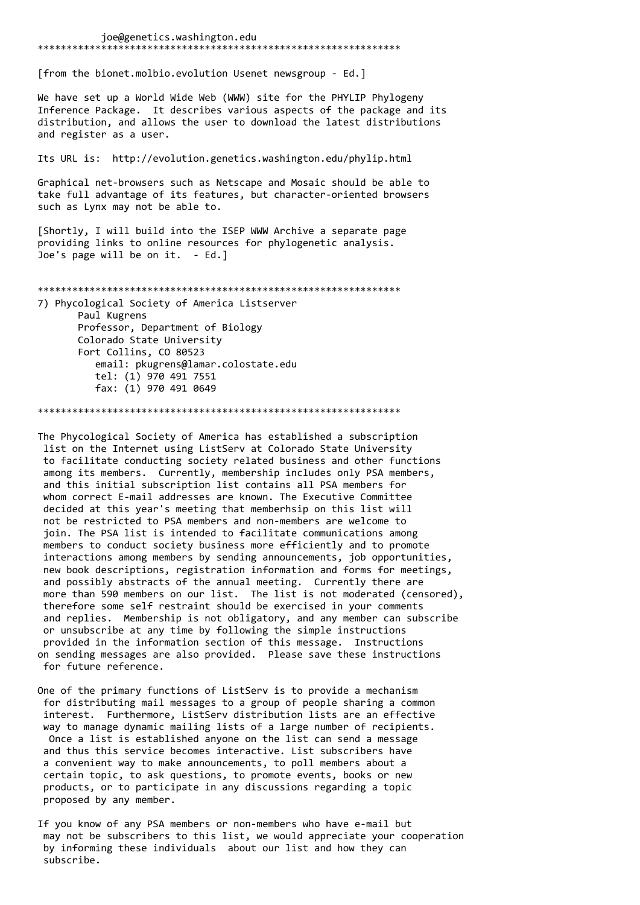joe@genetics.washington.edu

***************************************************************

[from the bionet.molbio.evolution Usenet newsgroup - Ed.]

We have set up a World Wide Web (WWW) site for the PHYLIP Phylogeny Inference Package. It describes various aspects of the package and its distribution, and allows the user to download the latest distributions and register as a user.

Its URL is: http://evolution.genetics.washington.edu/phylip.html

Graphical net-browsers such as Netscape and Mosaic should be able to take full advantage of its features, but character-oriented browsers such as Lynx may not be able to.

[Shortly, I will build into the ISEP WWW Archive a separate page providing links to online resources for phylogenetic analysis. Joe's page will be on it. - Ed.]

***************************************************************

7) Phycological Society of America Listserver

Paul Kugrens
Professor, Department of Biology
Colorado State University
Fort Collins, CO 80523
email: pkugrens@lamar.colostate.edu
tel: (1) 970 491 7551
fax: (1) 970 491 0649

***************************************************************

The Phycological Society of America has established a subscription list on the Internet using ListServ at Colorado State University to facilitate conducting society related business and other functions among its members. Currently, membership includes only PSA members, and this initial subscription list contains all PSA members for whom correct E-mail addresses are known. The Executive Committee decided at this year's meeting that memberhsip on this list will not be restricted to PSA members and non-members are welcome to join. The PSA list is intended to facilitate communications among members to conduct society business more efficiently and to promote interactions among members by sending announcements, job opportunities, new book descriptions, registration information and forms for meetings, and possibly abstracts of the annual meeting. Currently there are more than 590 members on our list. The list is not moderated (censored), therefore some self restraint should be exercised in your comments and replies. Membership is not obligatory, and any member can subscribe or unsubscribe at any time by following the simple instructions provided in the information section of this message. Instructions on sending messages are also provided. Please save these instructions for future reference.

One of the primary functions of ListServ is to provide a mechanism for distributing mail messages to a group of people sharing a common interest. Furthermore, ListServ distribution lists are an effective way to manage dynamic mailing lists of a large number of recipients. Once a list is established anyone on the list can send a message and thus this service becomes interactive. List subscribers have a convenient way to make announcements, to poll members about a certain topic, to ask questions, to promote events, books or new products, or to participate in any discussions regarding a topic proposed by any member.

If you know of any PSA members or non-members who have e-mail but may not be subscribers to this list, we would appreciate your cooperation by informing these individuals about our list and how they can subscribe.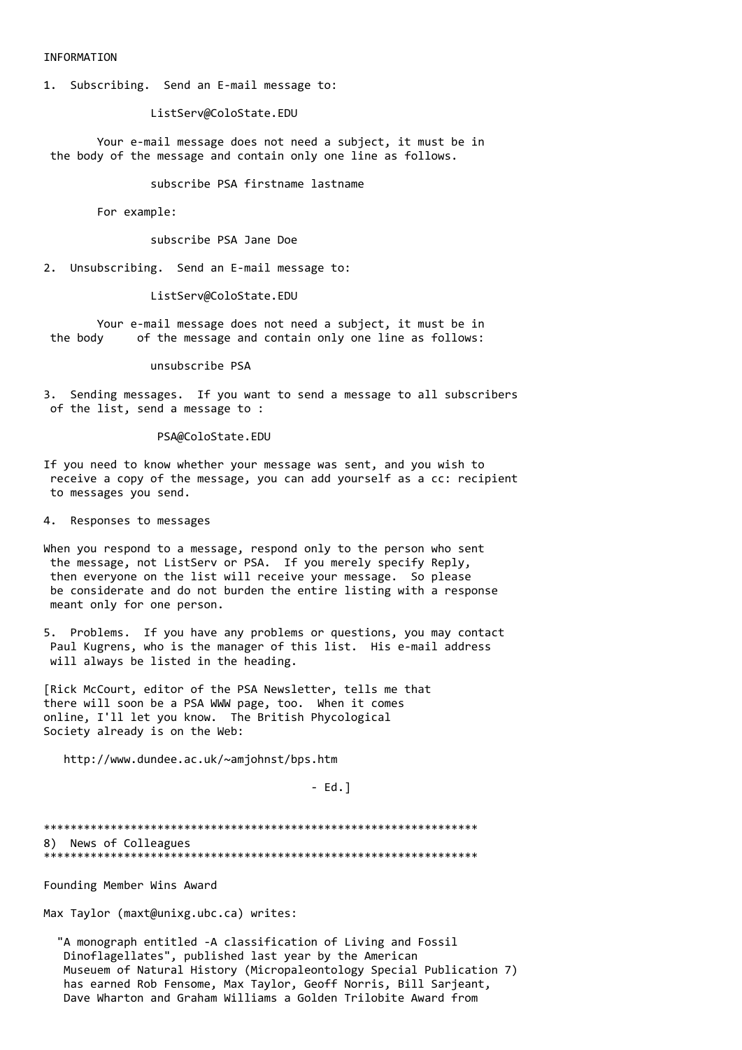INFORMATION

1. Subscribing. Send an E-mail message to:

ListServ@ColoState.EDU

Your e-mail message does not need a subject, it must be in the body of the message and contain only one line as follows.

subscribe PSA firstname lastname

For example:

subscribe PSA Jane Doe

2. Unsubscribing. Send an E-mail message to:

ListServ@ColoState.EDU

Your e-mail message does not need a subject, it must be in the body of the message and contain only one line as follows:

unsubscribe PSA

3. Sending messages. If you want to send a message to all subscribers of the list, send a message to :

PSA@ColoState.EDU

If you need to know whether your message was sent, and you wish to receive a copy of the message, you can add yourself as a cc: recipient to messages you send.

4. Responses to messages

When you respond to a message, respond only to the person who sent the message, not ListServ or PSA. If you merely specify Reply, then everyone on the list will receive your message. So please be considerate and do not burden the entire listing with a response meant only for one person.

5. Problems. If you have any problems or questions, you may contact Paul Kugrens, who is the manager of this list. His e-mail address will always be listed in the heading.

[Rick McCourt, editor of the PSA Newsletter, tells me that there will soon be a PSA WWW page, too. When it comes online, I'll let you know. The British Phycological Society already is on the Web:

http://www.dundee.ac.uk/~amjohnst/bps.htm

\- Ed.]

*****************************************************************
8) News of Colleagues
*****************************************************************

Founding Member Wins Award

Max Taylor (maxt@unixg.ubc.ca) writes:

"A monograph entitled -A classification of Living and Fossil Dinoflagellates", published last year by the American Museuem of Natural History (Micropaleontology Special Publication 7) has earned Rob Fensome, Max Taylor, Geoff Norris, Bill Sarjeant, Dave Wharton and Graham Williams a Golden Trilobite Award from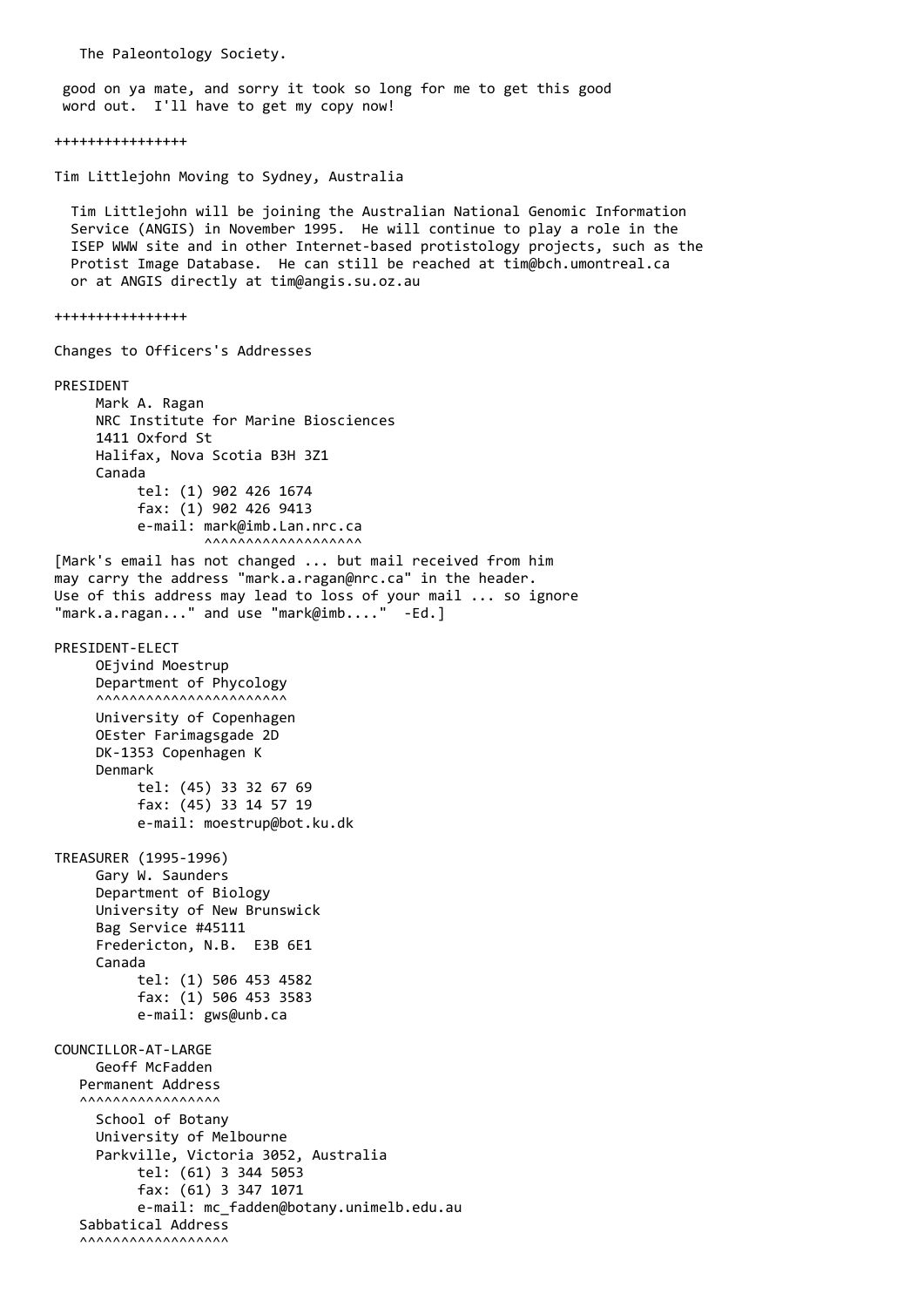The Paleontology Society.

good on ya mate, and sorry it took so long for me to get this good word out.  I'll have to get my copy now!

++++++++++++++++

Tim Littlejohn Moving to Sydney, Australia

Tim Littlejohn will be joining the Australian National Genomic Information Service (ANGIS) in November 1995.  He will continue to play a role in the ISEP WWW site and in other Internet-based protistology projects, such as the Protist Image Database.  He can still be reached at tim@bch.umontreal.ca or at ANGIS directly at tim@angis.su.oz.au

++++++++++++++++

Changes to Officers's Addresses

PRESIDENT

Mark A. Ragan
NRC Institute for Marine Biosciences
1411 Oxford St
Halifax, Nova Scotia B3H 3Z1
Canada
tel: (1) 902 426 1674
fax: (1) 902 426 9413
e-mail: mark@imb.Lan.nrc.ca

[Mark's email has not changed ... but mail received from him may carry the address "mark.a.ragan@nrc.ca" in the header. Use of this address may lead to loss of your mail ... so ignore "mark.a.ragan..." and use "mark@imb...."  -Ed.]

PRESIDENT-ELECT

OEjvind Moestrup
Department of Phycology
University of Copenhagen
OEster Farimagsgade 2D
DK-1353 Copenhagen K
Denmark
tel: (45) 33 32 67 69
fax: (45) 33 14 57 19
e-mail: moestrup@bot.ku.dk

TREASURER (1995-1996)

Gary W. Saunders
Department of Biology
University of New Brunswick
Bag Service #45111
Fredericton, N.B.  E3B 6E1
Canada
tel: (1) 506 453 4582
fax: (1) 506 453 3583
e-mail: gws@unb.ca

COUNCILLOR-AT-LARGE

Geoff McFadden

Permanent Address

School of Botany
University of Melbourne
Parkville, Victoria 3052, Australia
tel: (61) 3 344 5053
fax: (61) 3 347 1071
e-mail: mc_fadden@botany.unimelb.edu.au

Sabbatical Address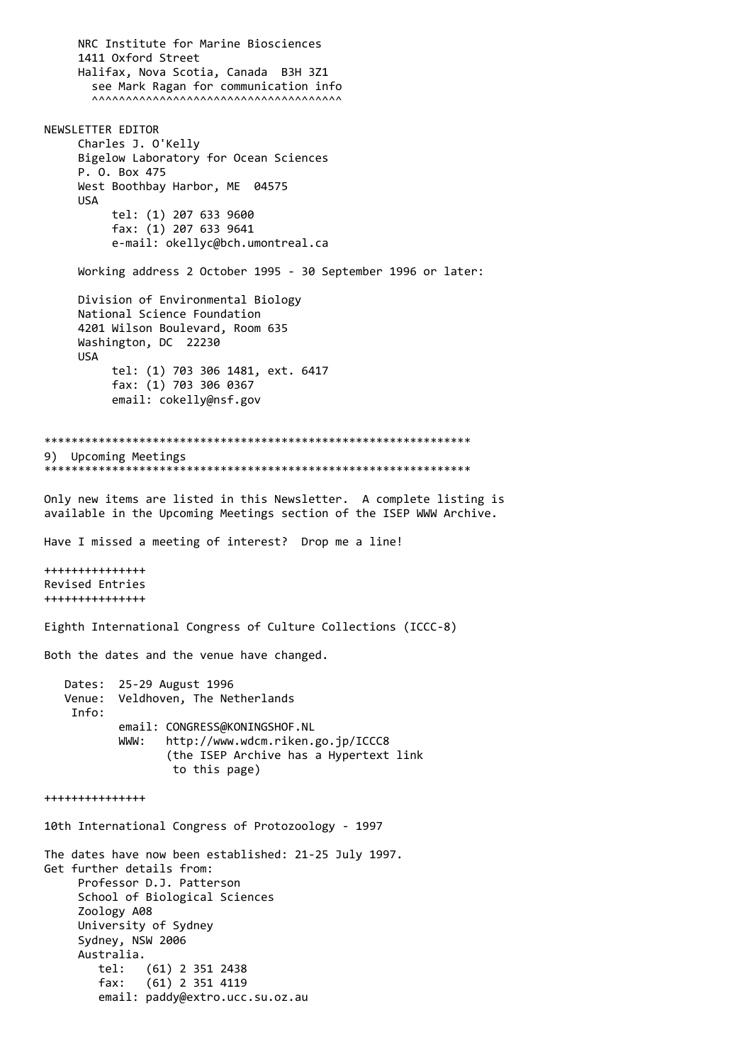NRC Institute for Marine Biosciences
1411 Oxford Street
Halifax, Nova Scotia, Canada  B3H 3Z1
see Mark Ragan for communication info
^^^^^^^^^^^^^^^^^^^^^^^^^^^^^^^^^^^^^

NEWSLETTER EDITOR

Charles J. O'Kelly
Bigelow Laboratory for Ocean Sciences
P. O. Box 475
West Boothbay Harbor, ME  04575
USA
tel: (1) 207 633 9600
fax: (1) 207 633 9641
e-mail: okellyc@bch.umontreal.ca

Working address 2 October 1995 - 30 September 1996 or later:

Division of Environmental Biology
National Science Foundation
4201 Wilson Boulevard, Room 635
Washington, DC  22230
USA
tel: (1) 703 306 1481, ext. 6417
fax: (1) 703 306 0367
email: cokelly@nsf.gov

***************************************************************

## 9) Upcoming Meetings

***************************************************************

Only new items are listed in this Newsletter.  A complete listing is available in the Upcoming Meetings section of the ISEP WWW Archive.

Have I missed a meeting of interest?  Drop me a line!

+++++++++++++++

### Revised Entries

+++++++++++++++

Eighth International Congress of Culture Collections (ICCC-8)

Both the dates and the venue have changed.

Dates:  25-29 August 1996
Venue:  Veldhoven, The Netherlands
Info:
email: CONGRESS@KONINGSHOF.NL
WWW:   http://www.wdcm.riken.go.jp/ICCC8
(the ISEP Archive has a Hypertext link to this page)

+++++++++++++++

10th International Congress of Protozoology - 1997

The dates have now been established: 21-25 July 1997.
Get further details from:

Professor D.J. Patterson
School of Biological Sciences
Zoology A08
University of Sydney
Sydney, NSW 2006
Australia.
tel:   (61) 2 351 2438
fax:   (61) 2 351 4119
email: paddy@extro.ucc.su.oz.au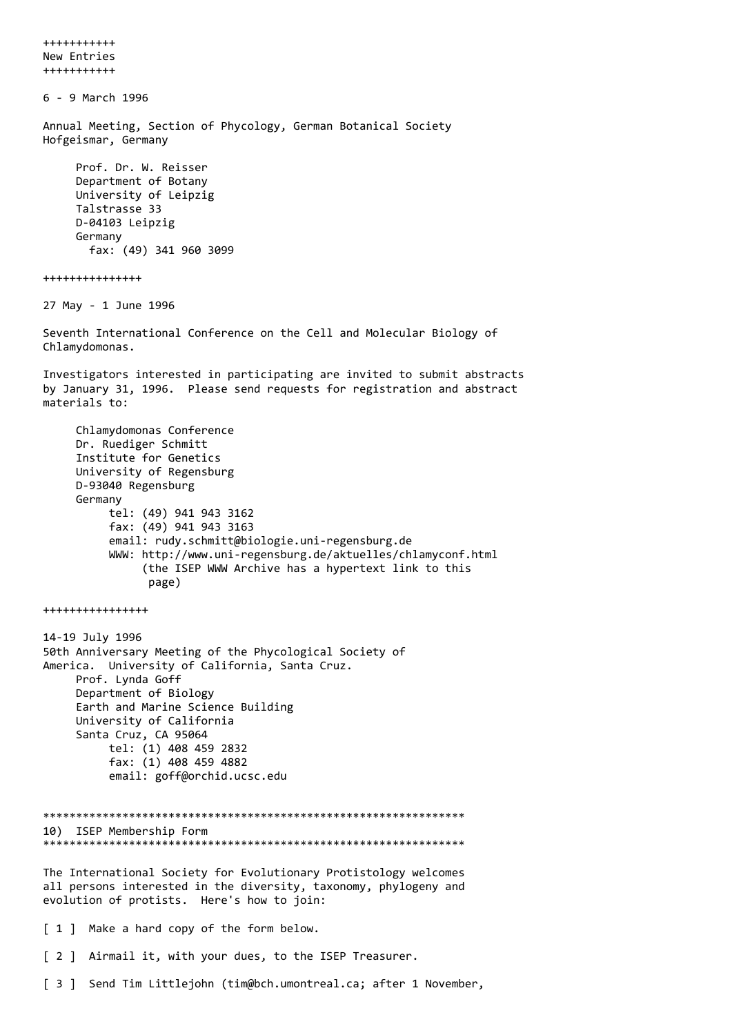+++++++++++
New Entries
+++++++++++

6 - 9 March 1996

Annual Meeting, Section of Phycology, German Botanical Society
Hofgeismar, Germany

Prof. Dr. W. Reisser
Department of Botany
University of Leipzig
Talstrasse 33
D-04103 Leipzig
Germany
fax: (49) 341 960 3099

+++++++++++++++

27 May - 1 June 1996

Seventh International Conference on the Cell and Molecular Biology of Chlamydomonas.

Investigators interested in participating are invited to submit abstracts by January 31, 1996. Please send requests for registration and abstract materials to:

Chlamydomonas Conference
Dr. Ruediger Schmitt
Institute for Genetics
University of Regensburg
D-93040 Regensburg
Germany
tel: (49) 941 943 3162
fax: (49) 941 943 3163
email: rudy.schmitt@biologie.uni-regensburg.de
WWW: http://www.uni-regensburg.de/aktuelles/chlamyconf.html
(the ISEP WWW Archive has a hypertext link to this page)

++++++++++++++++

14-19 July 1996
50th Anniversary Meeting of the Phycological Society of America. University of California, Santa Cruz.

Prof. Lynda Goff
Department of Biology
Earth and Marine Science Building
University of California
Santa Cruz, CA 95064
tel: (1) 408 459 2832
fax: (1) 408 459 4882
email: goff@orchid.ucsc.edu

****************************************************************
10) ISEP Membership Form
****************************************************************

The International Society for Evolutionary Protistology welcomes all persons interested in the diversity, taxonomy, phylogeny and evolution of protists. Here's how to join:

[ 1 ] Make a hard copy of the form below.

[ 2 ] Airmail it, with your dues, to the ISEP Treasurer.

[ 3 ] Send Tim Littlejohn (tim@bch.umontreal.ca; after 1 November,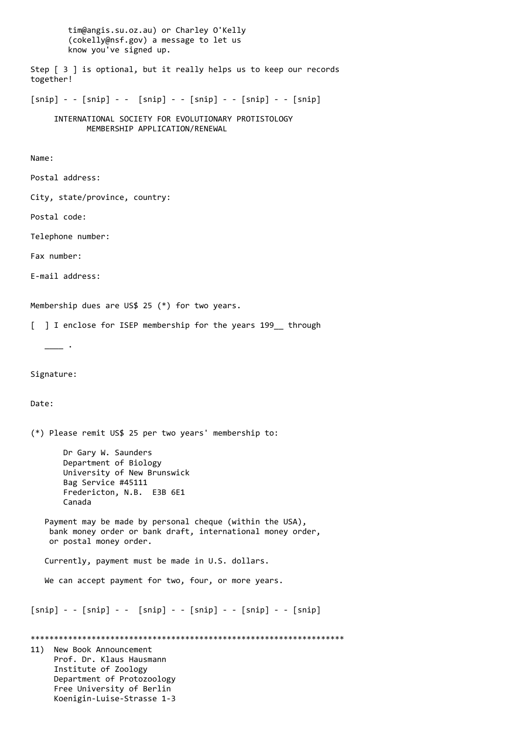tim@angis.su.oz.au) or Charley O'Kelly
(cokelly@nsf.gov) a message to let us
know you've signed up.

Step [ 3 ] is optional, but it really helps us to keep our records together!

[snip] - - [snip] - -  [snip] - - [snip] - - [snip] - - [snip]

INTERNATIONAL SOCIETY FOR EVOLUTIONARY PROTISTOLOGY
MEMBERSHIP APPLICATION/RENEWAL

Name:

Postal address:

City, state/province, country:

Postal code:

Telephone number:

Fax number:

E-mail address:

Membership dues are US$ 25 (*) for two years.

[  ] I enclose for ISEP membership for the years 199__ through ____ .

Signature:

Date:

(*) Please remit US$ 25 per two years' membership to:

Dr Gary W. Saunders
Department of Biology
University of New Brunswick
Bag Service #45111
Fredericton, N.B.  E3B 6E1
Canada

Payment may be made by personal cheque (within the USA), bank money order or bank draft, international money order, or postal money order.

Currently, payment must be made in U.S. dollars.

We can accept payment for two, four, or more years.

[snip] - - [snip] - -  [snip] - - [snip] - - [snip] - - [snip]

*******************************************************************

11) New Book Announcement
Prof. Dr. Klaus Hausmann
Institute of Zoology
Department of Protozoology
Free University of Berlin
Koenigin-Luise-Strasse 1-3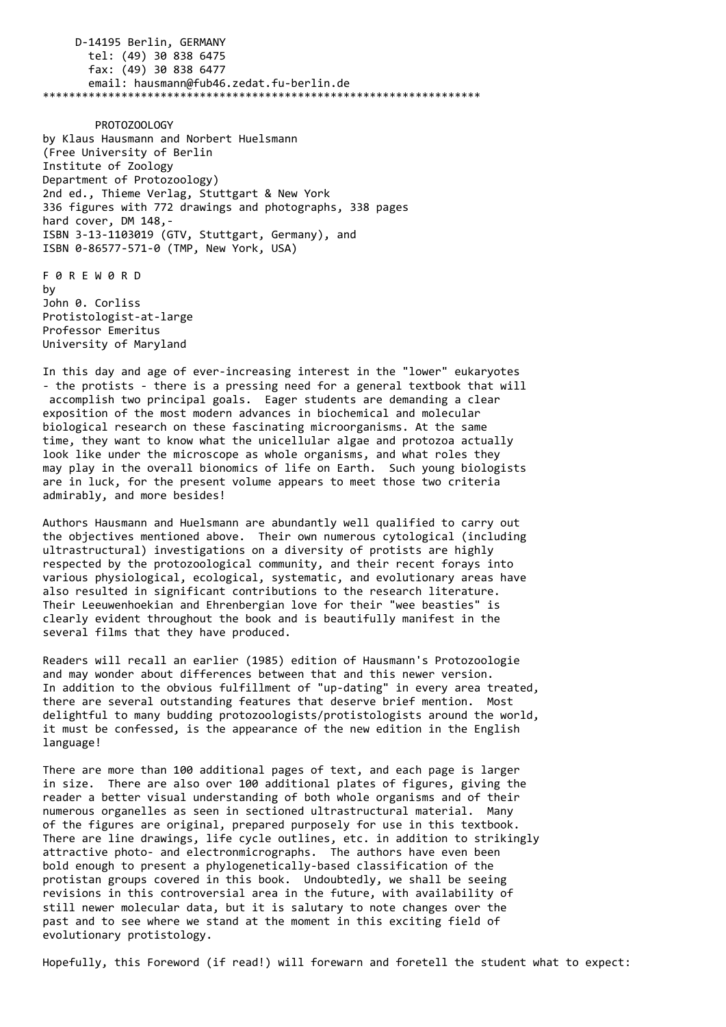D-14195 Berlin, GERMANY
tel: (49) 30 838 6475
fax: (49) 30 838 6477
email: hausmann@fub46.zedat.fu-berlin.de

*********************************************************************

PROTOZOOLOGY
by Klaus Hausmann and Norbert Huelsmann
(Free University of Berlin
Institute of Zoology
Department of Protozoology)
2nd ed., Thieme Verlag, Stuttgart & New York
336 figures with 772 drawings and photographs, 338 pages
hard cover, DM 148,-
ISBN 3-13-1103019 (GTV, Stuttgart, Germany), and
ISBN 0-86577-571-0 (TMP, New York, USA)

F 0 R E W 0 R D
by
John 0. Corliss
Protistologist-at-large
Professor Emeritus
University of Maryland

In this day and age of ever-increasing interest in the "lower" eukaryotes - the protists - there is a pressing need for a general textbook that will accomplish two principal goals. Eager students are demanding a clear exposition of the most modern advances in biochemical and molecular biological research on these fascinating microorganisms. At the same time, they want to know what the unicellular algae and protozoa actually look like under the microscope as whole organisms, and what roles they may play in the overall bionomics of life on Earth. Such young biologists are in luck, for the present volume appears to meet those two criteria admirably, and more besides!

Authors Hausmann and Huelsmann are abundantly well qualified to carry out the objectives mentioned above. Their own numerous cytological (including ultrastructural) investigations on a diversity of protists are highly respected by the protozoological community, and their recent forays into various physiological, ecological, systematic, and evolutionary areas have also resulted in significant contributions to the research literature. Their Leeuwenhoekian and Ehrenbergian love for their "wee beasties" is clearly evident throughout the book and is beautifully manifest in the several films that they have produced.

Readers will recall an earlier (1985) edition of Hausmann's Protozoologie and may wonder about differences between that and this newer version. In addition to the obvious fulfillment of "up-dating" in every area treated, there are several outstanding features that deserve brief mention. Most delightful to many budding protozoologists/protistologists around the world, it must be confessed, is the appearance of the new edition in the English language!

There are more than 100 additional pages of text, and each page is larger in size. There are also over 100 additional plates of figures, giving the reader a better visual understanding of both whole organisms and of their numerous organelles as seen in sectioned ultrastructural material. Many of the figures are original, prepared purposely for use in this textbook. There are line drawings, life cycle outlines, etc. in addition to strikingly attractive photo- and electronmicrographs. The authors have even been bold enough to present a phylogenetically-based classification of the protistan groups covered in this book. Undoubtedly, we shall be seeing revisions in this controversial area in the future, with availability of still newer molecular data, but it is salutary to note changes over the past and to see where we stand at the moment in this exciting field of evolutionary protistology.

Hopefully, this Foreword (if read!) will forewarn and foretell the student what to expect: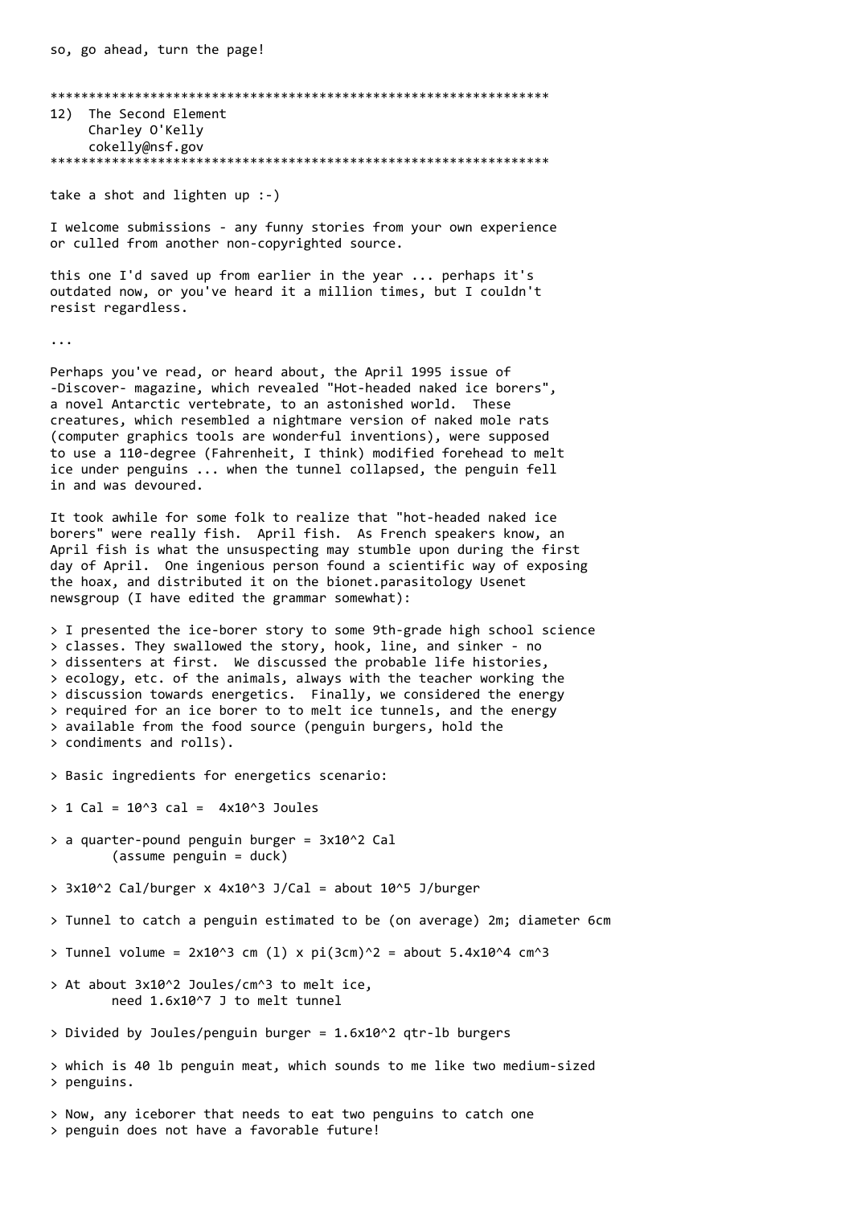so, go ahead, turn the page!

*****************************************************************

## 12) The Second Element

Charley O'Kelly
cokelly@nsf.gov

*****************************************************************

take a shot and lighten up :-)

I welcome submissions - any funny stories from your own experience or culled from another non-copyrighted source.

this one I'd saved up from earlier in the year ... perhaps it's outdated now, or you've heard it a million times, but I couldn't resist regardless.

...

Perhaps you've read, or heard about, the April 1995 issue of -Discover- magazine, which revealed "Hot-headed naked ice borers", a novel Antarctic vertebrate, to an astonished world. These creatures, which resembled a nightmare version of naked mole rats (computer graphics tools are wonderful inventions), were supposed to use a 110-degree (Fahrenheit, I think) modified forehead to melt ice under penguins ... when the tunnel collapsed, the penguin fell in and was devoured.

It took awhile for some folk to realize that "hot-headed naked ice borers" were really fish. April fish. As French speakers know, an April fish is what the unsuspecting may stumble upon during the first day of April. One ingenious person found a scientific way of exposing the hoax, and distributed it on the bionet.parasitology Usenet newsgroup (I have edited the grammar somewhat):

> I presented the ice-borer story to some 9th-grade high school science classes. They swallowed the story, hook, line, and sinker - no dissenters at first. We discussed the probable life histories, ecology, etc. of the animals, always with the teacher working the discussion towards energetics. Finally, we considered the energy required for an ice borer to to melt ice tunnels, and the energy available from the food source (penguin burgers, hold the condiments and rolls).
>
> Basic ingredients for energetics scenario:
>
> 1 Cal = $10^3$ cal = $4\times10^3$ Joules
>
> a quarter-pound penguin burger = $3\times10^2$ Cal
> (assume penguin = duck)
>
> $3\times10^2$ Cal/burger x $4\times10^3$ J/Cal = about $10^5$ J/burger
>
> Tunnel to catch a penguin estimated to be (on average) 2m; diameter 6cm
>
> Tunnel volume = $2\times10^3$ cm (l) x pi$(3\text{cm})^2$ = about $5.4\times10^4$ $\text{cm}^3$
>
> At about $3\times10^2$ Joules/$\text{cm}^3$ to melt ice,
> need $1.6\times10^7$ J to melt tunnel
>
> Divided by Joules/penguin burger = $1.6\times10^2$ qtr-lb burgers
>
> which is 40 lb penguin meat, which sounds to me like two medium-sized penguins.
>
> Now, any iceborer that needs to eat two penguins to catch one penguin does not have a favorable future!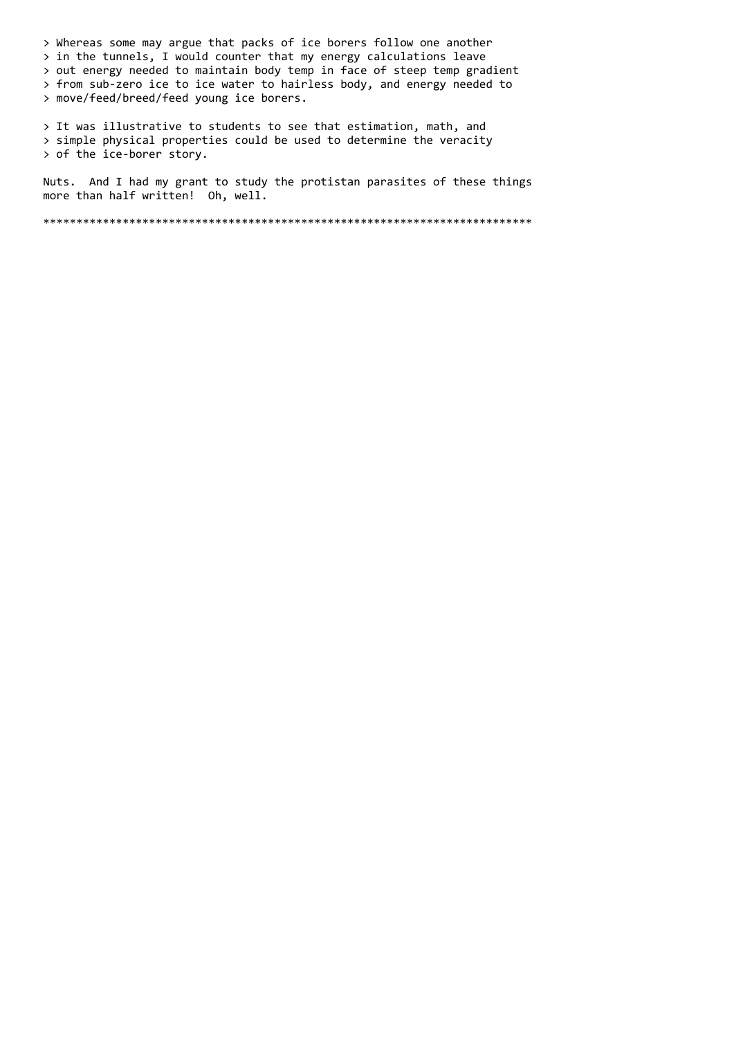> Whereas some may argue that packs of ice borers follow one another
> in the tunnels, I would counter that my energy calculations leave
> out energy needed to maintain body temp in face of steep temp gradient
> from sub-zero ice to ice water to hairless body, and energy needed to
> move/feed/breed/feed young ice borers.

> It was illustrative to students to see that estimation, math, and
> simple physical properties could be used to determine the veracity
> of the ice-borer story.

Nuts. And I had my grant to study the protistan parasites of these things
more than half written! Oh, well.

***************************************************************************